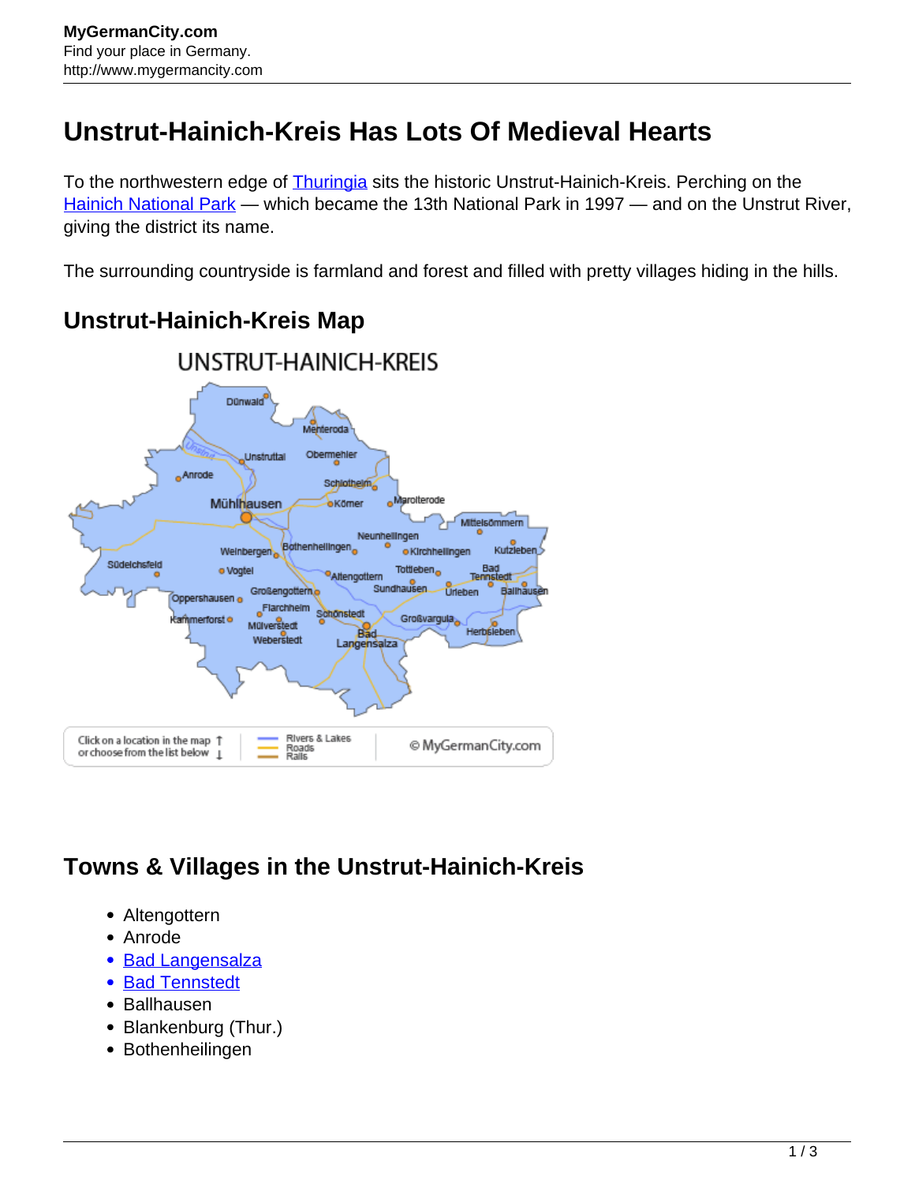MyGermanCity.com
Find your place in Germany.
http://www.mygermancity.com

# Unstrut-Hainich-Kreis Has Lots Of Medieval Hearts

To the northwestern edge of Thuringia sits the historic Unstrut-Hainich-Kreis. Perching on the Hainich National Park — which became the 13th National Park in 1997 — and on the Unstrut River, giving the district its name.

The surrounding countryside is farmland and forest and filled with pretty villages hiding in the hills.

## Unstrut-Hainich-Kreis Map

## Towns & Villages in the Unstrut-Hainich-Kreis

- Altengottern
- Anrode
- Bad Langensalza
- Bad Tennstedt
- Ballhausen
- Blankenburg (Thur.)
- Bothenheilingen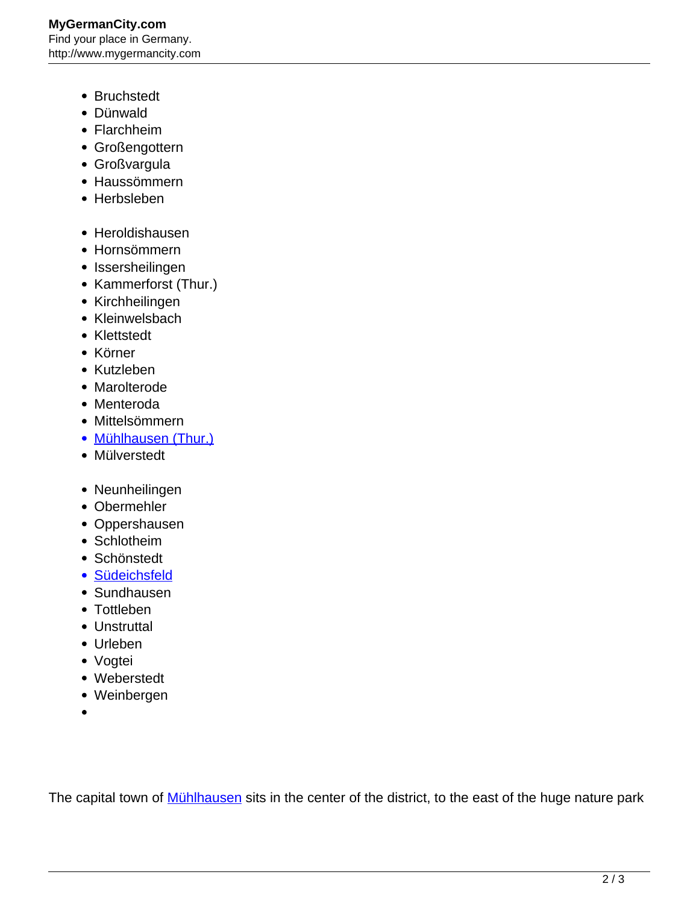- Bruchstedt
- Dünwald
- Flarchheim
- Großengottern
- Großvargula
- Haussömmern
- Herbsleben

- Heroldishausen
- Hornsömmern
- Issersheilingen
- Kammerforst (Thur.)
- Kirchheilingen
- Kleinwelsbach
- Klettstedt
- Körner
- Kutzleben
- Marolterode
- Menteroda
- Mittelsömmern
- Mühlhausen (Thur.)
- Mülverstedt

- Neunheilingen
- Obermehler
- Oppershausen
- Schlotheim
- Schönstedt
- Südeichsfeld
- Sundhausen
- Tottleben
- Unstruttal
- Urleben
- Vogtei
- Weberstedt
- Weinbergen

The capital town of Mühlhausen sits in the center of the district, to the east of the huge nature park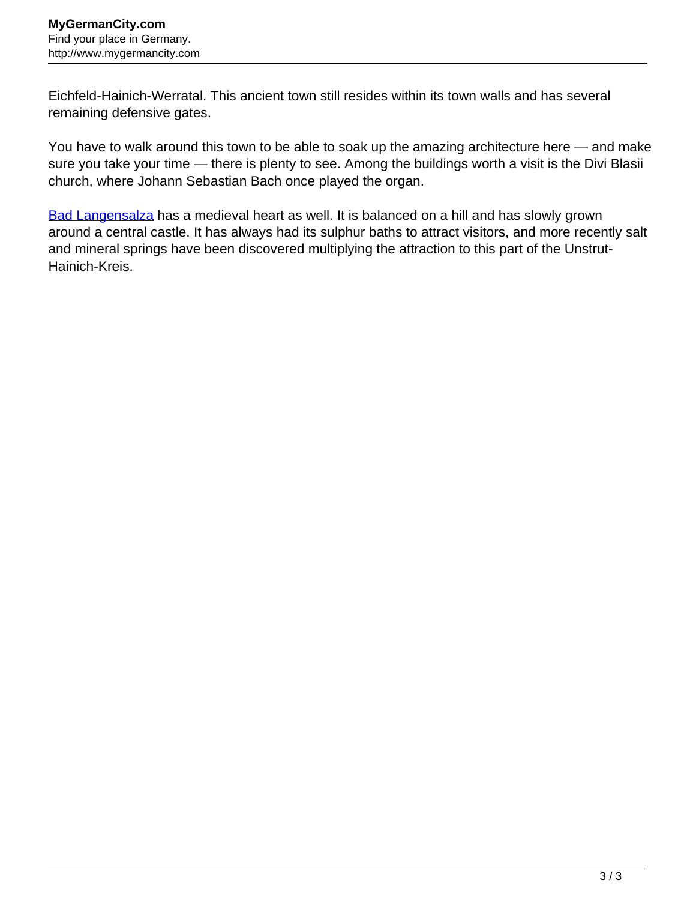Eichfeld-Hainich-Werratal. This ancient town still resides within its town walls and has several remaining defensive gates.

You have to walk around this town to be able to soak up the amazing architecture here — and make sure you take your time — there is plenty to see. Among the buildings worth a visit is the Divi Blasii church, where Johann Sebastian Bach once played the organ.

[Bad Langensalza](#) has a medieval heart as well. It is balanced on a hill and has slowly grown around a central castle. It has always had its sulphur baths to attract visitors, and more recently salt and mineral springs have been discovered multiplying the attraction to this part of the Unstrut-Hainich-Kreis.